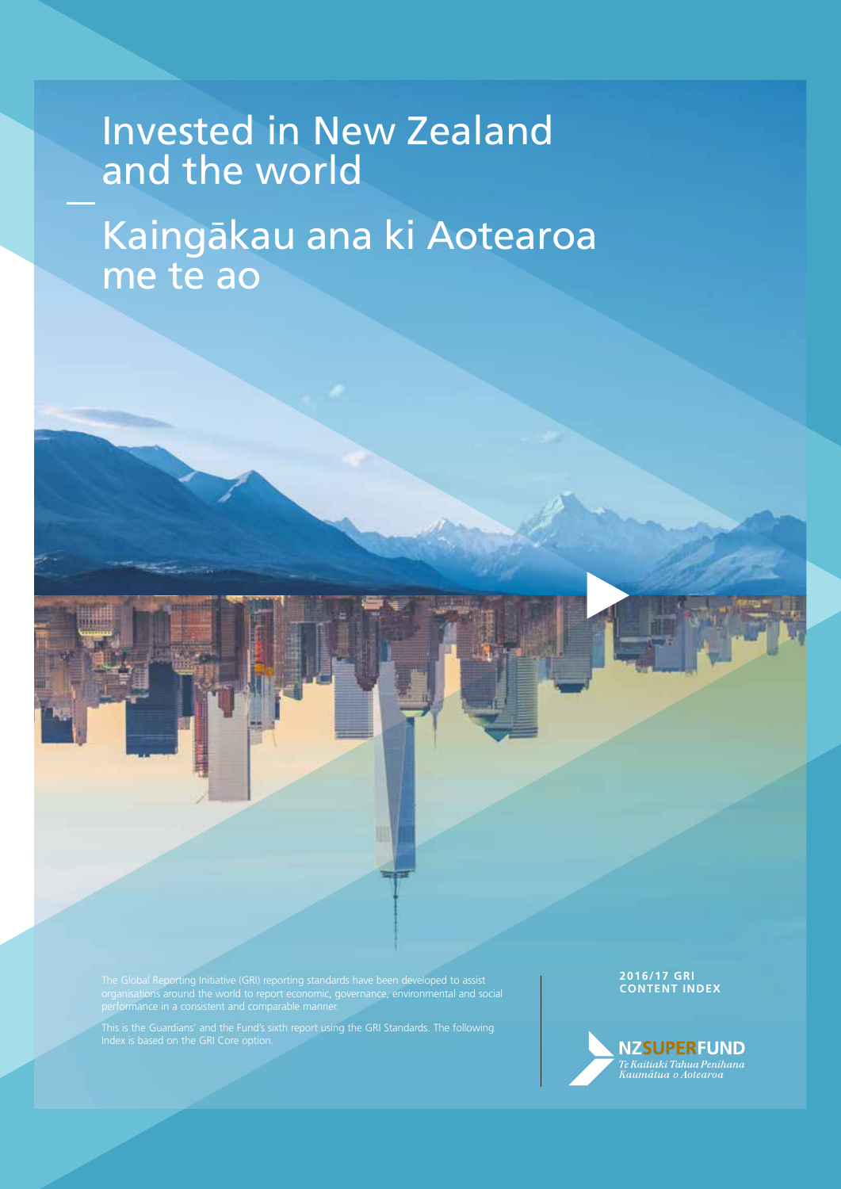# Invested in New Zealand and the world

# Kaingākau ana ki Aotearoa me te ao

The Global Reporting Initiative (GRI) reporting standards have been developed to assist organisations around the world to report economic, governance, environmental and social performance in a consistent and comparable manner.

This is the Guardians' and the Fund's sixth report using the GRI Standards. The following Index is based on the GRI Core option.

**2016/17 GRI CONTENT INDEX**

**NZSUPERFUND**

*Te Kaitiaki Tahua Penihana Kaumātua o Aotearoa*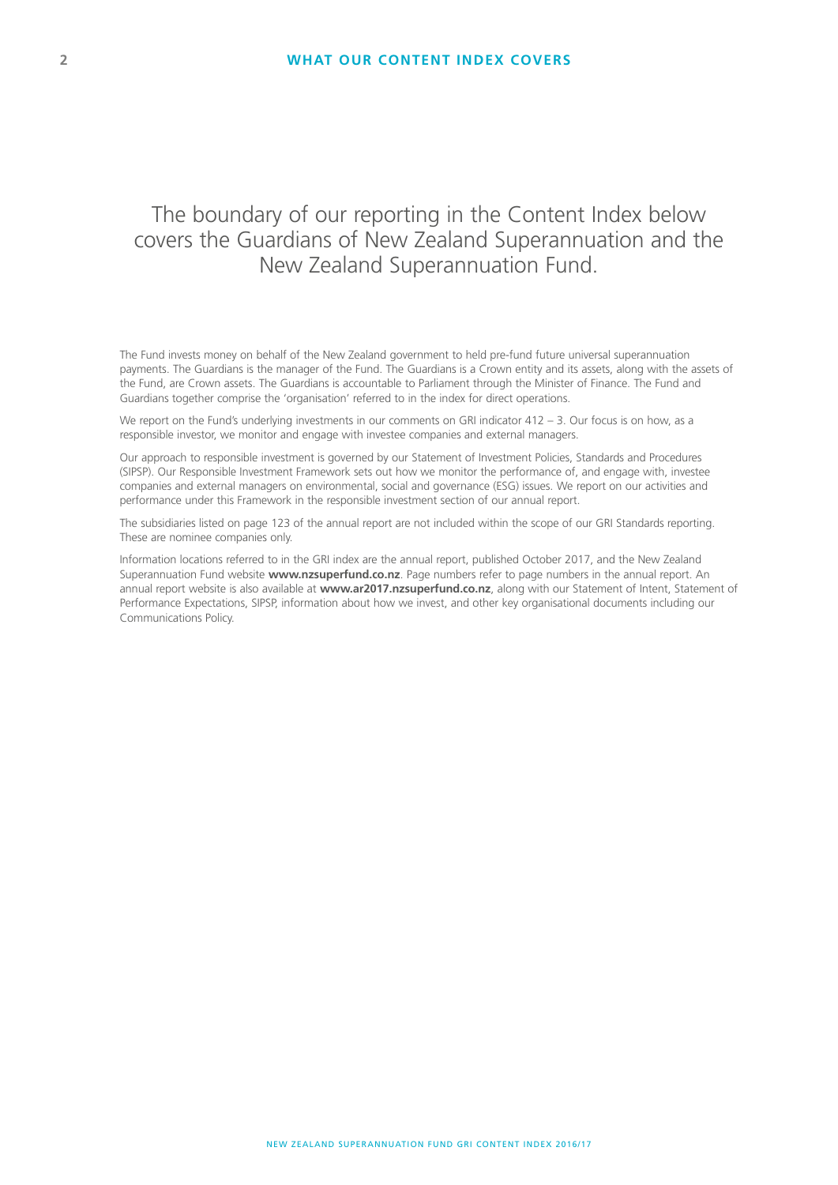## WHAT OUR CONTENT INDEX COVERS

# The boundary of our reporting in the Content Index below covers the Guardians of New Zealand Superannuation and the New Zealand Superannuation Fund.

The Fund invests money on behalf of the New Zealand government to held pre-fund future universal superannuation payments. The Guardians is the manager of the Fund. The Guardians is a Crown entity and its assets, along with the assets of the Fund, are Crown assets. The Guardians is accountable to Parliament through the Minister of Finance. The Fund and Guardians together comprise the 'organisation' referred to in the index for direct operations.

We report on the Fund's underlying investments in our comments on GRI indicator 412 – 3. Our focus is on how, as a responsible investor, we monitor and engage with investee companies and external managers.

Our approach to responsible investment is governed by our Statement of Investment Policies, Standards and Procedures (SIPSP). Our Responsible Investment Framework sets out how we monitor the performance of, and engage with, investee companies and external managers on environmental, social and governance (ESG) issues. We report on our activities and performance under this Framework in the responsible investment section of our annual report.

The subsidiaries listed on page 123 of the annual report are not included within the scope of our GRI Standards reporting. These are nominee companies only.

Information locations referred to in the GRI index are the annual report, published October 2017, and the New Zealand Superannuation Fund website **www.nzsuperfund.co.nz**. Page numbers refer to page numbers in the annual report. An annual report website is also available at **www.ar2017.nzsuperfund.co.nz**, along with our Statement of Intent, Statement of Performance Expectations, SIPSP, information about how we invest, and other key organisational documents including our Communications Policy.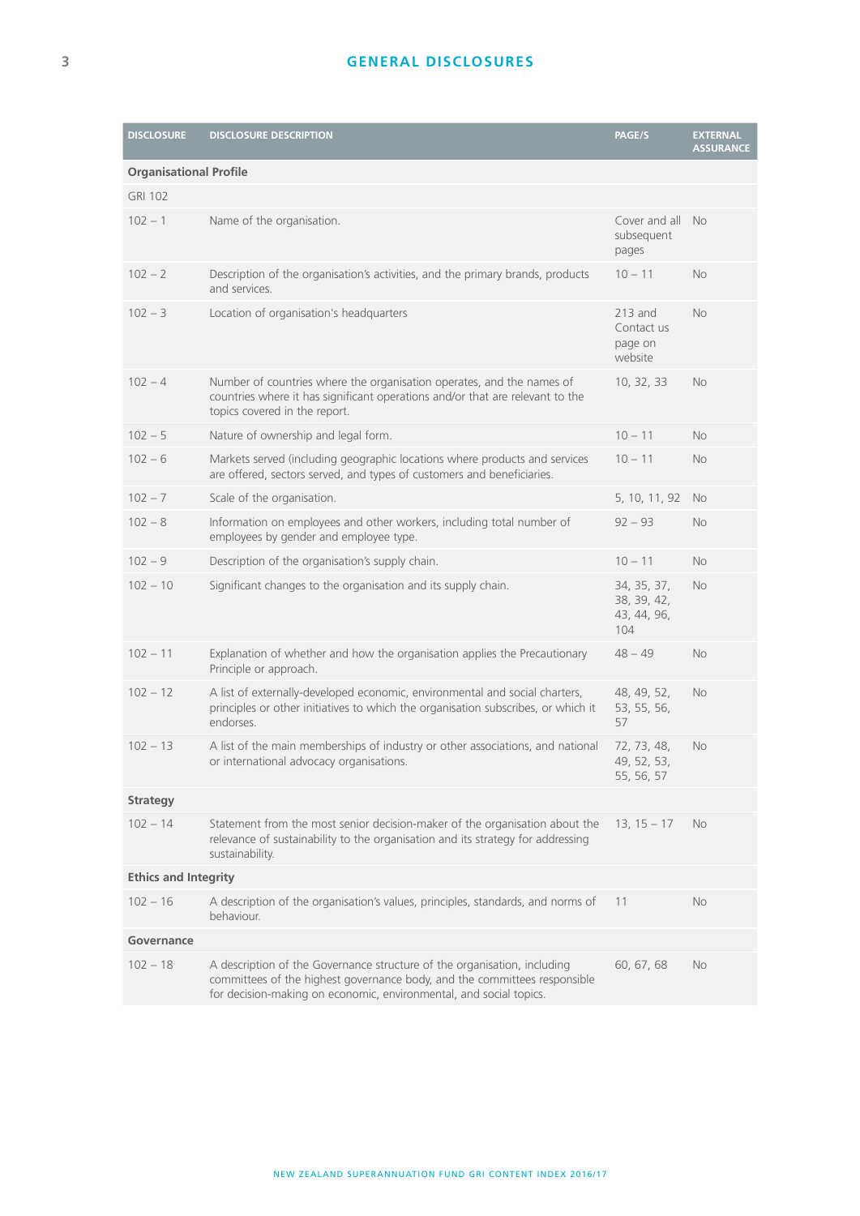## GENERAL DISCLOSURES

| DISCLOSURE | DISCLOSURE DESCRIPTION | PAGE/S | EXTERNAL ASSURANCE |
|---|---|---|---|
| **Organisational Profile** | | | |
| GRI 102 | | | |
| 102 – 1 | Name of the organisation. | Cover and all subsequent pages | No |
| 102 – 2 | Description of the organisation's activities, and the primary brands, products and services. | 10 – 11 | No |
| 102 – 3 | Location of organisation's headquarters | 213 and Contact us page on website | No |
| 102 – 4 | Number of countries where the organisation operates, and the names of countries where it has significant operations and/or that are relevant to the topics covered in the report. | 10, 32, 33 | No |
| 102 – 5 | Nature of ownership and legal form. | 10 – 11 | No |
| 102 – 6 | Markets served (including geographic locations where products and services are offered, sectors served, and types of customers and beneficiaries. | 10 – 11 | No |
| 102 – 7 | Scale of the organisation. | 5, 10, 11, 92 | No |
| 102 – 8 | Information on employees and other workers, including total number of employees by gender and employee type. | 92 – 93 | No |
| 102 – 9 | Description of the organisation's supply chain. | 10 – 11 | No |
| 102 – 10 | Significant changes to the organisation and its supply chain. | 34, 35, 37, 38, 39, 42, 43, 44, 96, 104 | No |
| 102 – 11 | Explanation of whether and how the organisation applies the Precautionary Principle or approach. | 48 – 49 | No |
| 102 – 12 | A list of externally-developed economic, environmental and social charters, principles or other initiatives to which the organisation subscribes, or which it endorses. | 48, 49, 52, 53, 55, 56, 57 | No |
| 102 – 13 | A list of the main memberships of industry or other associations, and national or international advocacy organisations. | 72, 73, 48, 49, 52, 53, 55, 56, 57 | No |
| **Strategy** | | | |
| 102 – 14 | Statement from the most senior decision-maker of the organisation about the relevance of sustainability to the organisation and its strategy for addressing sustainability. | 13, 15 – 17 | No |
| **Ethics and Integrity** | | | |
| 102 – 16 | A description of the organisation's values, principles, standards, and norms of behaviour. | 11 | No |
| **Governance** | | | |
| 102 – 18 | A description of the Governance structure of the organisation, including committees of the highest governance body, and the committees responsible for decision-making on economic, environmental, and social topics. | 60, 67, 68 | No |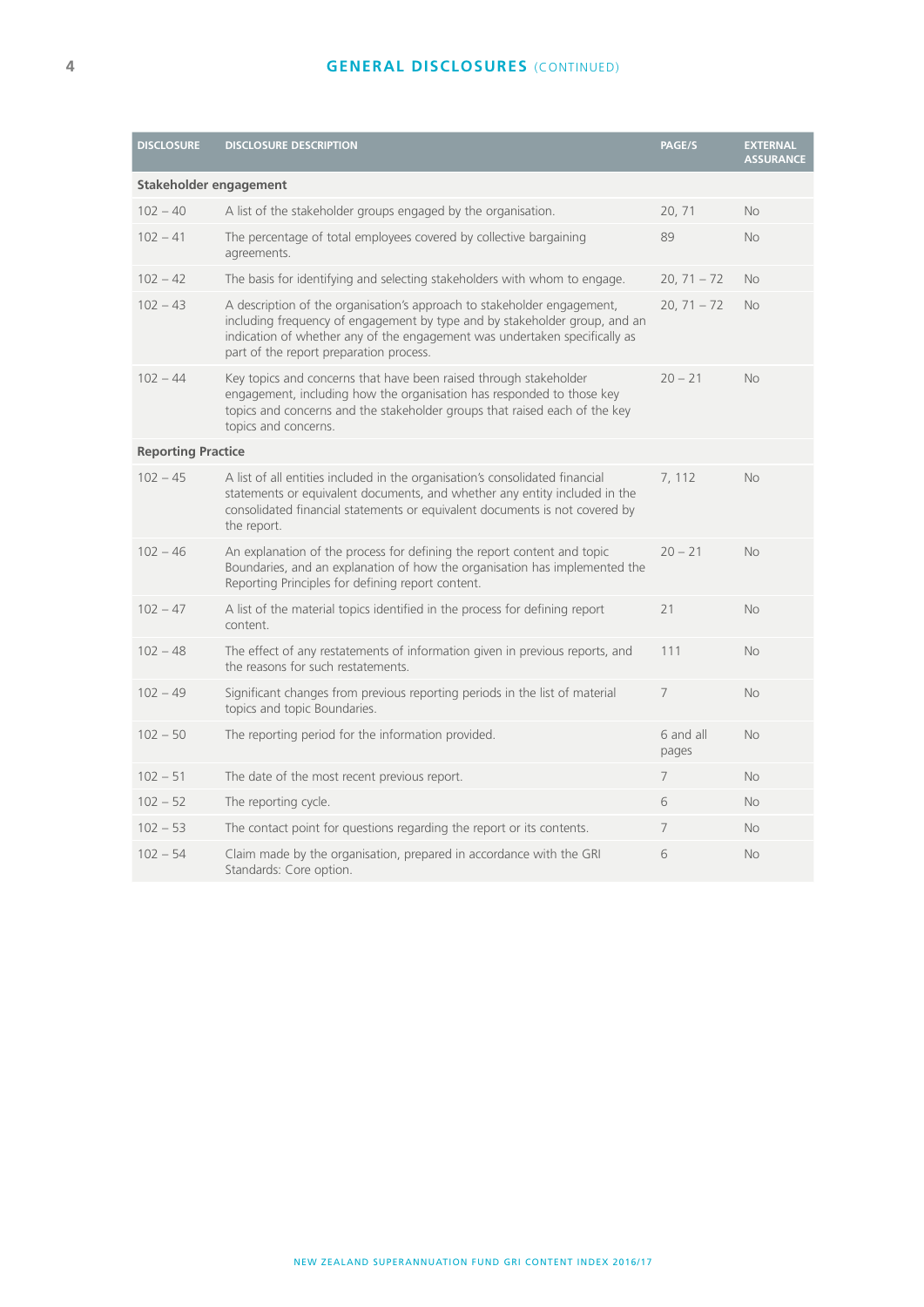## GENERAL DISCLOSURES (CONTINUED)

| DISCLOSURE | DISCLOSURE DESCRIPTION | PAGE/S | EXTERNAL ASSURANCE |
|---|---|---|---|
| **Stakeholder engagement** | | | |
| 102 – 40 | A list of the stakeholder groups engaged by the organisation. | 20, 71 | No |
| 102 – 41 | The percentage of total employees covered by collective bargaining agreements. | 89 | No |
| 102 – 42 | The basis for identifying and selecting stakeholders with whom to engage. | 20, 71 – 72 | No |
| 102 – 43 | A description of the organisation's approach to stakeholder engagement, including frequency of engagement by type and by stakeholder group, and an indication of whether any of the engagement was undertaken specifically as part of the report preparation process. | 20, 71 – 72 | No |
| 102 – 44 | Key topics and concerns that have been raised through stakeholder engagement, including how the organisation has responded to those key topics and concerns and the stakeholder groups that raised each of the key topics and concerns. | 20 – 21 | No |
| **Reporting Practice** | | | |
| 102 – 45 | A list of all entities included in the organisation's consolidated financial statements or equivalent documents, and whether any entity included in the consolidated financial statements or equivalent documents is not covered by the report. | 7, 112 | No |
| 102 – 46 | An explanation of the process for defining the report content and topic Boundaries, and an explanation of how the organisation has implemented the Reporting Principles for defining report content. | 20 – 21 | No |
| 102 – 47 | A list of the material topics identified in the process for defining report content. | 21 | No |
| 102 – 48 | The effect of any restatements of information given in previous reports, and the reasons for such restatements. | 111 | No |
| 102 – 49 | Significant changes from previous reporting periods in the list of material topics and topic Boundaries. | 7 | No |
| 102 – 50 | The reporting period for the information provided. | 6 and all pages | No |
| 102 – 51 | The date of the most recent previous report. | 7 | No |
| 102 – 52 | The reporting cycle. | 6 | No |
| 102 – 53 | The contact point for questions regarding the report or its contents. | 7 | No |
| 102 – 54 | Claim made by the organisation, prepared in accordance with the GRI Standards: Core option. | 6 | No |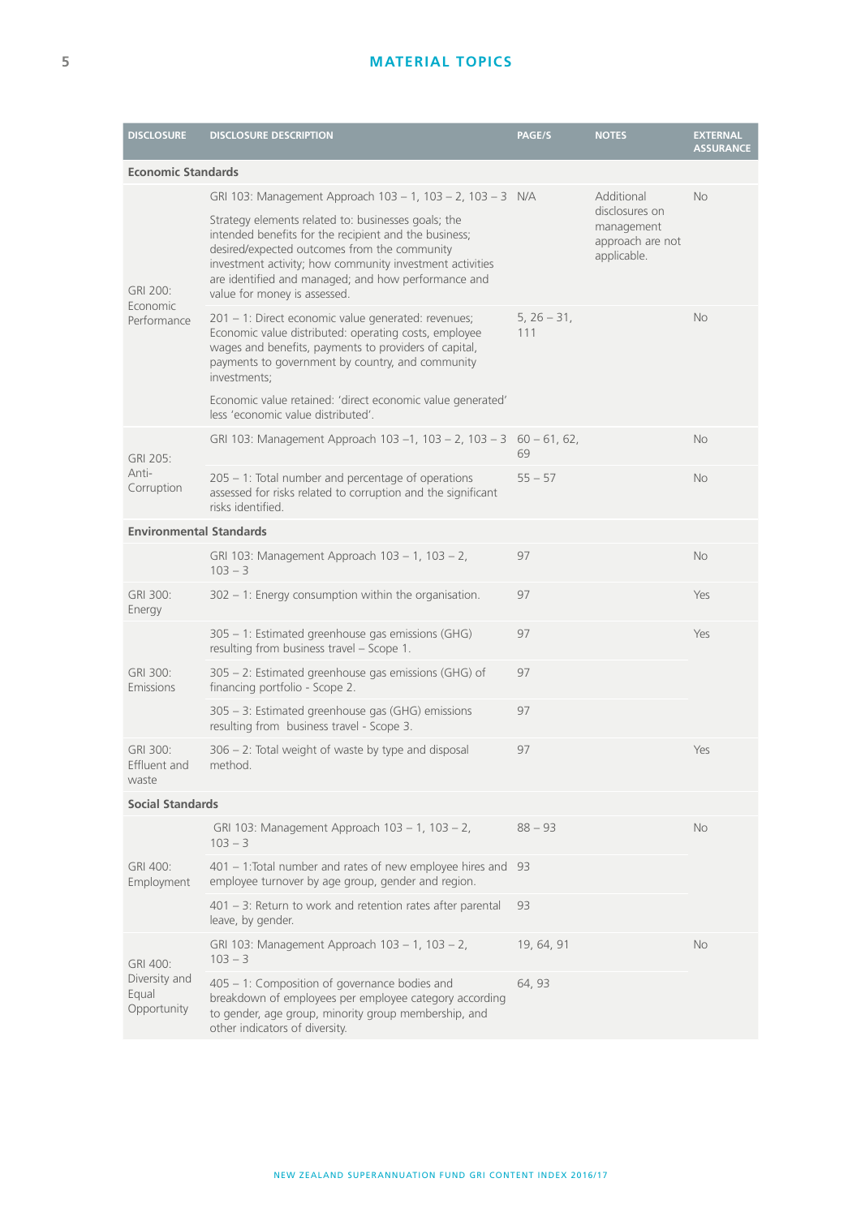## MATERIAL TOPICS

| DISCLOSURE | DISCLOSURE DESCRIPTION | PAGE/S | NOTES | EXTERNAL ASSURANCE |
|---|---|---|---|---|
| **Economic Standards** | | | | |
| GRI 200: Economic Performance | GRI 103: Management Approach 103 – 1, 103 – 2, 103 – 3<br><br>Strategy elements related to: businesses goals; the intended benefits for the recipient and the business; desired/expected outcomes from the community investment activity; how community investment activities are identified and managed; and how performance and value for money is assessed. | N/A | Additional disclosures on management approach are not applicable. | No |
| | 201 – 1: Direct economic value generated: revenues; Economic value distributed: operating costs, employee wages and benefits, payments to providers of capital, payments to government by country, and community investments;<br><br>Economic value retained: 'direct economic value generated' less 'economic value distributed'. | 5, 26 – 31, 111 | | No |
| GRI 205: Anti-Corruption | GRI 103: Management Approach 103 –1, 103 – 2, 103 – 3 | 60 – 61, 62, 69 | | No |
| | 205 – 1: Total number and percentage of operations assessed for risks related to corruption and the significant risks identified. | 55 – 57 | | No |
| **Environmental Standards** | | | | |
| | GRI 103: Management Approach 103 – 1, 103 – 2, 103 – 3 | 97 | | No |
| GRI 300: Energy | 302 – 1: Energy consumption within the organisation. | 97 | | Yes |
| GRI 300: Emissions | 305 – 1: Estimated greenhouse gas emissions (GHG) resulting from business travel – Scope 1. | 97 | | Yes |
| | 305 – 2: Estimated greenhouse gas emissions (GHG) of financing portfolio - Scope 2. | 97 | | |
| | 305 – 3: Estimated greenhouse gas (GHG) emissions resulting from business travel - Scope 3. | 97 | | |
| GRI 300: Effluent and waste | 306 – 2: Total weight of waste by type and disposal method. | 97 | | Yes |
| **Social Standards** | | | | |
| GRI 400: Employment | GRI 103: Management Approach 103 – 1, 103 – 2, 103 – 3 | 88 – 93 | | No |
| | 401 – 1:Total number and rates of new employee hires and employee turnover by age group, gender and region. | 93 | | |
| | 401 – 3: Return to work and retention rates after parental leave, by gender. | 93 | | |
| GRI 400: Diversity and Equal Opportunity | GRI 103: Management Approach 103 – 1, 103 – 2, 103 – 3 | 19, 64, 91 | | No |
| | 405 – 1: Composition of governance bodies and breakdown of employees per employee category according to gender, age group, minority group membership, and other indicators of diversity. | 64, 93 | | |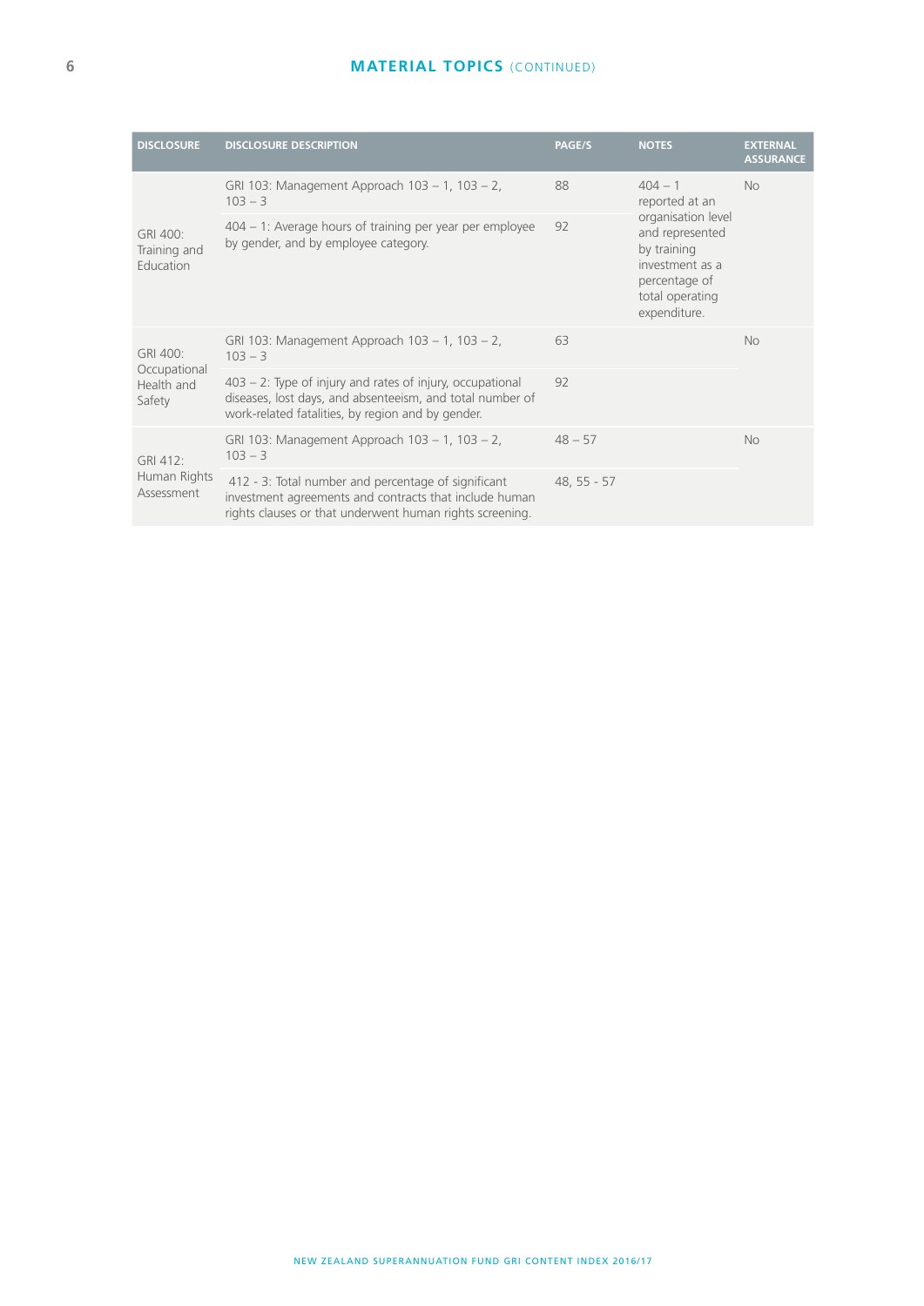## MATERIAL TOPICS (CONTINUED)

| DISCLOSURE | DISCLOSURE DESCRIPTION | PAGE/S | NOTES | EXTERNAL ASSURANCE |
|---|---|---|---|---|
| GRI 400: Training and Education | GRI 103: Management Approach 103 – 1, 103 – 2, 103 – 3 | 88 | 404 – 1 reported at an organisation level and represented by training investment as a percentage of total operating expenditure. | No |
| | 404 – 1: Average hours of training per year per employee by gender, and by employee category. | 92 | | |
| GRI 400: Occupational Health and Safety | GRI 103: Management Approach 103 – 1, 103 – 2, 103 – 3 | 63 | | No |
| | 403 – 2: Type of injury and rates of injury, occupational diseases, lost days, and absenteeism, and total number of work-related fatalities, by region and by gender. | 92 | | |
| GRI 412: Human Rights Assessment | GRI 103: Management Approach 103 – 1, 103 – 2, 103 – 3 | 48 – 57 | | No |
| | 412 - 3: Total number and percentage of significant investment agreements and contracts that include human rights clauses or that underwent human rights screening. | 48, 55 - 57 | | |